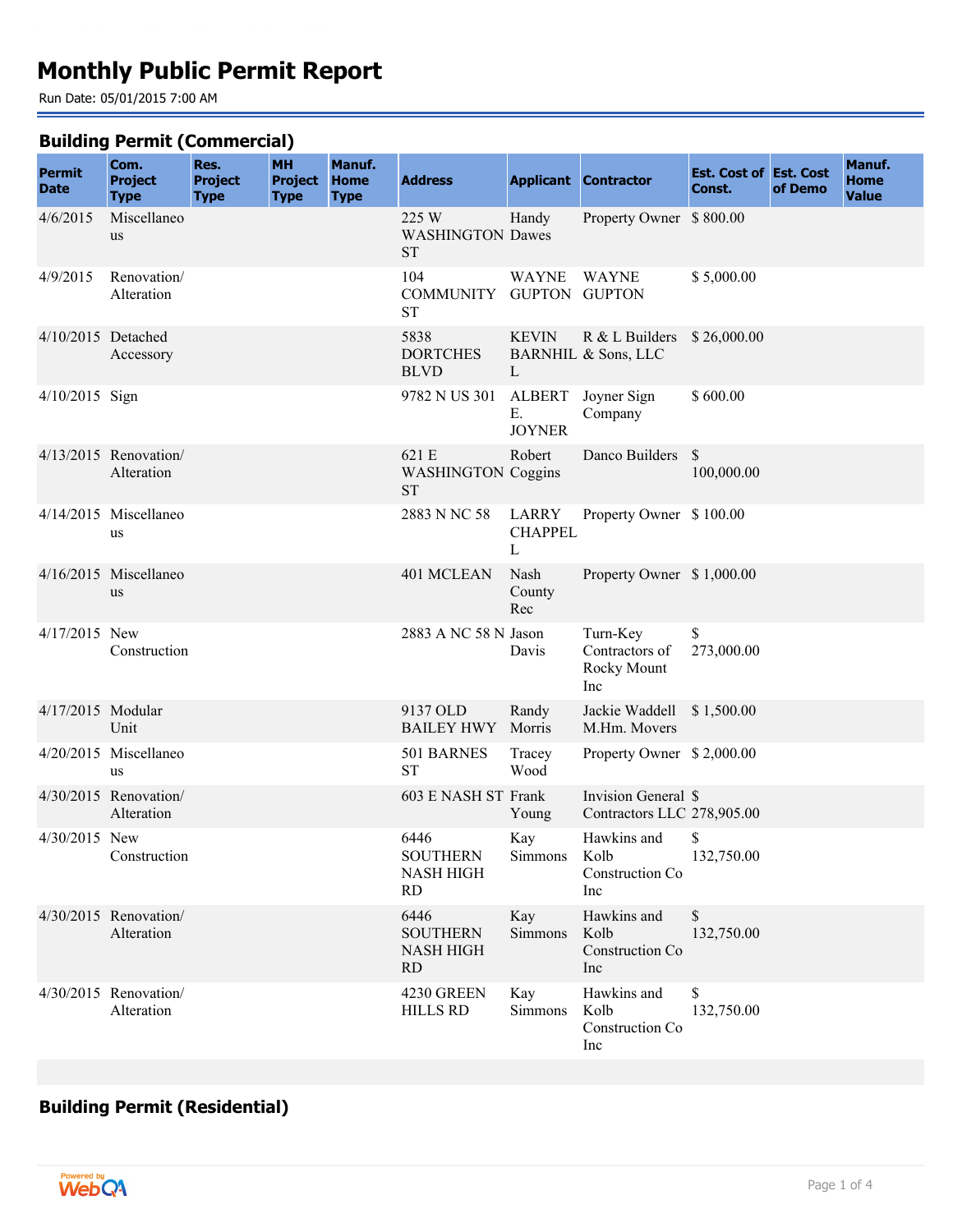# Monthly Public Permit Report

Run Date: 05/01/2015 7:00 AM

## Building Permit (Commercial)

| Permit Date | Com. Project Type | Res. Project Type | MH Project Type | Manuf. Home Type | Address | Applicant | Contractor | Est. Cost of Const. | Est. Cost of Demo | Manuf. Home Value |
|---|---|---|---|---|---|---|---|---|---|---|
| 4/6/2015 | Miscellaneous | | | | 225 W WASHINGTON ST | Handy Dawes | Property Owner | $ 800.00 | | |
| 4/9/2015 | Renovation/ Alteration | | | | 104 COMMUNITY ST | WAYNE GUPTON | WAYNE GUPTON | $ 5,000.00 | | |
| 4/10/2015 | Detached Accessory | | | | 5838 DORTCHES BLVD | KEVIN BARNHILL | R & L Builders & Sons, LLC | $ 26,000.00 | | |
| 4/10/2015 | Sign | | | | 9782 N US 301 | ALBERT E. JOYNER | Joyner Sign Company | $ 600.00 | | |
| 4/13/2015 | Renovation/ Alteration | | | | 621 E WASHINGTON ST | Robert Coggins | Danco Builders | $ 100,000.00 | | |
| 4/14/2015 | Miscellaneous | | | | 2883 N NC 58 | LARRY CHAPPELL | Property Owner | $ 100.00 | | |
| 4/16/2015 | Miscellaneous | | | | 401 MCLEAN | Nash County Rec | Property Owner | $ 1,000.00 | | |
| 4/17/2015 | New Construction | | | | 2883 A NC 58 N | Jason Davis | Turn-Key Contractors of Rocky Mount Inc | $ 273,000.00 | | |
| 4/17/2015 | Modular Unit | | | | 9137 OLD BAILEY HWY | Randy Morris | Jackie Waddell M.Hm. Movers | $ 1,500.00 | | |
| 4/20/2015 | Miscellaneous | | | | 501 BARNES ST | Tracey Wood | Property Owner | $ 2,000.00 | | |
| 4/30/2015 | Renovation/ Alteration | | | | 603 E NASH ST | Frank Young | Invision General Contractors LLC | $ 278,905.00 | | |
| 4/30/2015 | New Construction | | | | 6446 SOUTHERN NASH HIGH RD | Kay Simmons | Hawkins and Kolb Construction Co Inc | $ 132,750.00 | | |
| 4/30/2015 | Renovation/ Alteration | | | | 6446 SOUTHERN NASH HIGH RD | Kay Simmons | Hawkins and Kolb Construction Co Inc | $ 132,750.00 | | |
| 4/30/2015 | Renovation/ Alteration | | | | 4230 GREEN HILLS RD | Kay Simmons | Hawkins and Kolb Construction Co Inc | $ 132,750.00 | | |

## Building Permit (Residential)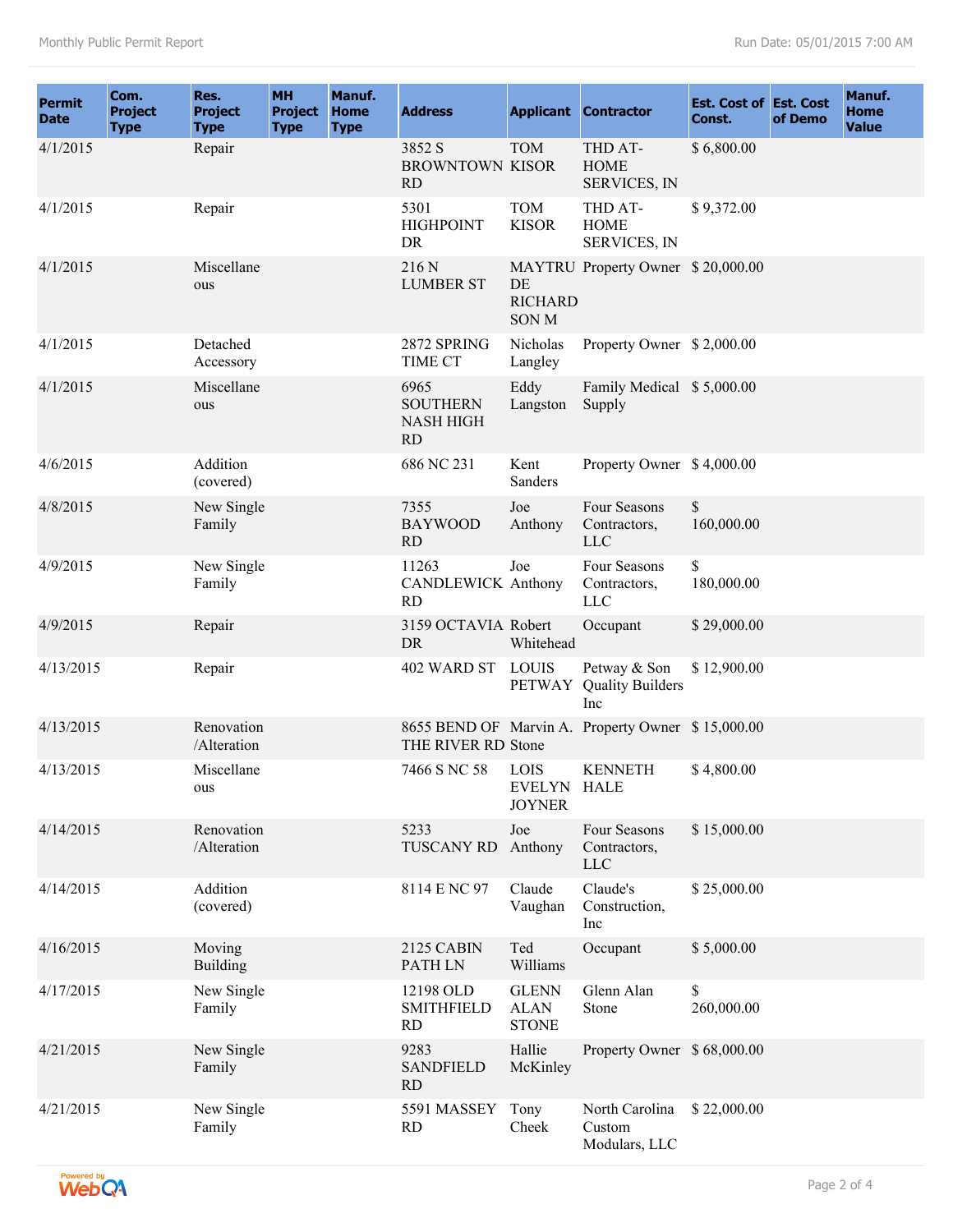| Permit Date | Com. Project Type | Res. Project Type | MH Project Type | Manuf. Home Type | Address | Applicant | Contractor | Est. Cost of Const. | Est. Cost of Demo | Manuf. Home Value |
|---|---|---|---|---|---|---|---|---|---|---|
| 4/1/2015 | | Repair | | | 3852 S BROWNTOWN RD | TOM KISOR | THD AT-HOME SERVICES, IN | $ 6,800.00 | | |
| 4/1/2015 | | Repair | | | 5301 HIGHPOINT DR | TOM KISOR | THD AT-HOME SERVICES, IN | $ 9,372.00 | | |
| 4/1/2015 | | Miscellaneous | | | 216 N LUMBER ST | MAYTRUDE RICHARDSON M | Property Owner | $ 20,000.00 | | |
| 4/1/2015 | | Detached Accessory | | | 2872 SPRING TIME CT | Nicholas Langley | Property Owner | $ 2,000.00 | | |
| 4/1/2015 | | Miscellaneous | | | 6965 SOUTHERN NASH HIGH RD | Eddy Langston | Family Medical Supply | $ 5,000.00 | | |
| 4/6/2015 | | Addition (covered) | | | 686 NC 231 | Kent Sanders | Property Owner | $ 4,000.00 | | |
| 4/8/2015 | | New Single Family | | | 7355 BAYWOOD RD | Joe Anthony | Four Seasons Contractors, LLC | $ 160,000.00 | | |
| 4/9/2015 | | New Single Family | | | 11263 CANDLEWICK RD | Joe Anthony | Four Seasons Contractors, LLC | $ 180,000.00 | | |
| 4/9/2015 | | Repair | | | 3159 OCTAVIA DR | Robert Whitehead | Occupant | $ 29,000.00 | | |
| 4/13/2015 | | Repair | | | 402 WARD ST | LOUIS PETWAY | Petway & Son Quality Builders Inc | $ 12,900.00 | | |
| 4/13/2015 | | Renovation /Alteration | | | 8655 BEND OF THE RIVER RD | Marvin A. Stone | Property Owner | $ 15,000.00 | | |
| 4/13/2015 | | Miscellaneous | | | 7466 S NC 58 | LOIS EVELYN JOYNER | KENNETH HALE | $ 4,800.00 | | |
| 4/14/2015 | | Renovation /Alteration | | | 5233 TUSCANY RD | Joe Anthony | Four Seasons Contractors, LLC | $ 15,000.00 | | |
| 4/14/2015 | | Addition (covered) | | | 8114 E NC 97 | Claude Vaughan | Claude's Construction, Inc | $ 25,000.00 | | |
| 4/16/2015 | | Moving Building | | | 2125 CABIN PATH LN | Ted Williams | Occupant | $ 5,000.00 | | |
| 4/17/2015 | | New Single Family | | | 12198 OLD SMITHFIELD RD | GLENN ALAN STONE | Glenn Alan Stone | $ 260,000.00 | | |
| 4/21/2015 | | New Single Family | | | 9283 SANDFIELD RD | Hallie McKinley | Property Owner | $ 68,000.00 | | |
| 4/21/2015 | | New Single Family | | | 5591 MASSEY RD | Tony Cheek | North Carolina Custom Modulars, LLC | $ 22,000.00 | | |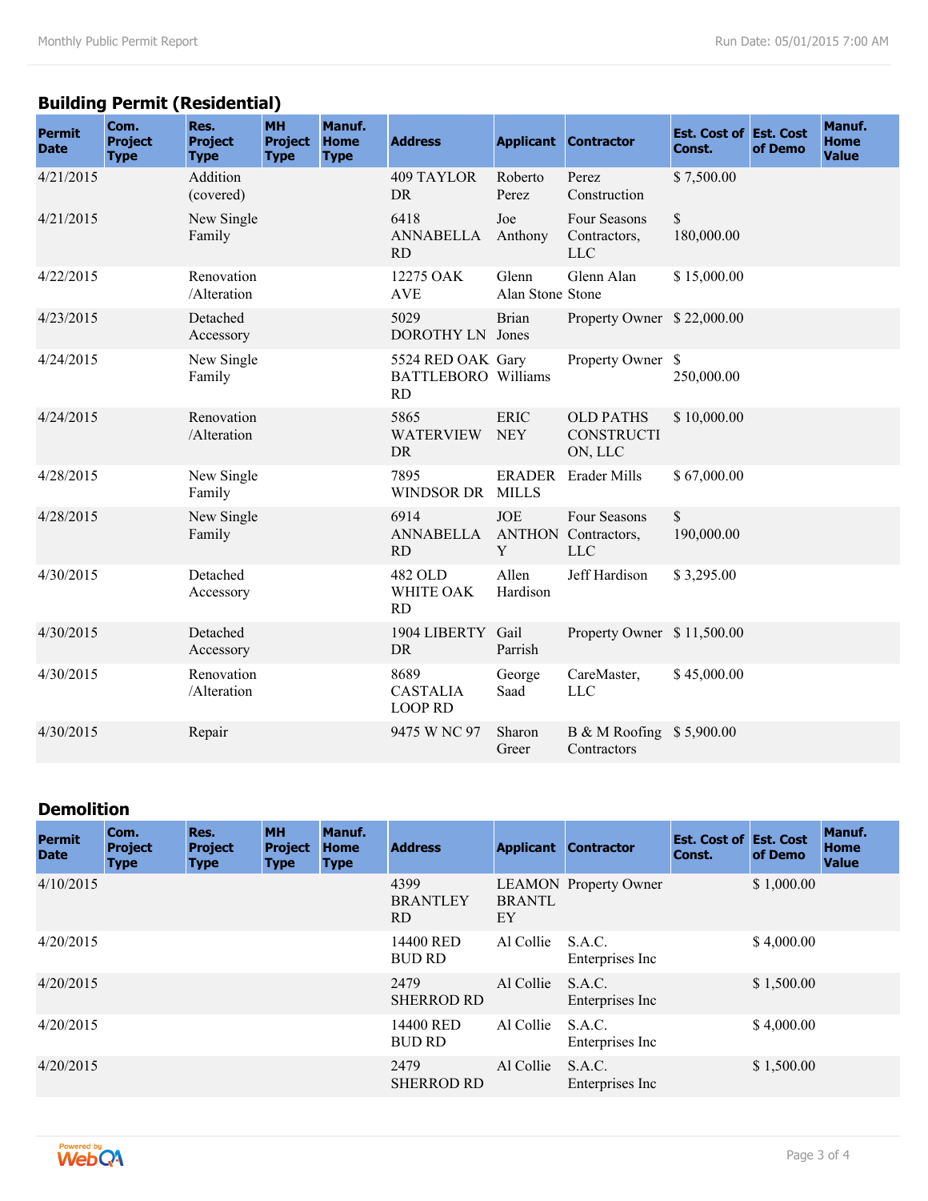## Building Permit (Residential)

| Permit Date | Com. Project Type | Res. Project Type | MH Project Type | Manuf. Home Type | Address | Applicant | Contractor | Est. Cost of Const. | Est. Cost of Demo | Manuf. Home Value |
|---|---|---|---|---|---|---|---|---|---|---|
| 4/21/2015 | | Addition (covered) | | | 409 TAYLOR DR | Roberto Perez | Perez Construction | $ 7,500.00 | | |
| 4/21/2015 | | New Single Family | | | 6418 ANNABELLA RD | Joe Anthony | Four Seasons Contractors, LLC | $ 180,000.00 | | |
| 4/22/2015 | | Renovation /Alteration | | | 12275 OAK AVE | Glenn Alan Stone | Glenn Alan Stone | $ 15,000.00 | | |
| 4/23/2015 | | Detached Accessory | | | 5029 DOROTHY LN | Brian Jones | Property Owner | $ 22,000.00 | | |
| 4/24/2015 | | New Single Family | | | 5524 RED OAK BATTLEBORO RD | Gary Williams | Property Owner | $ 250,000.00 | | |
| 4/24/2015 | | Renovation /Alteration | | | 5865 WATERVIEW DR | ERIC NEY | OLD PATHS CONSTRUCTION, LLC | $ 10,000.00 | | |
| 4/28/2015 | | New Single Family | | | 7895 WINDSOR DR | ERADER MILLS | Erader Mills | $ 67,000.00 | | |
| 4/28/2015 | | New Single Family | | | 6914 ANNABELLA RD | JOE ANTHONY | Four Seasons Contractors, LLC | $ 190,000.00 | | |
| 4/30/2015 | | Detached Accessory | | | 482 OLD WHITE OAK RD | Allen Hardison | Jeff Hardison | $ 3,295.00 | | |
| 4/30/2015 | | Detached Accessory | | | 1904 LIBERTY DR | Gail Parrish | Property Owner | $ 11,500.00 | | |
| 4/30/2015 | | Renovation /Alteration | | | 8689 CASTALIA LOOP RD | George Saad | CareMaster, LLC | $ 45,000.00 | | |
| 4/30/2015 | | Repair | | | 9475 W NC 97 | Sharon Greer | B & M Roofing Contractors | $ 5,900.00 | | |

## Demolition

| Permit Date | Com. Project Type | Res. Project Type | MH Project Type | Manuf. Home Type | Address | Applicant | Contractor | Est. Cost of Const. | Est. Cost of Demo | Manuf. Home Value |
|---|---|---|---|---|---|---|---|---|---|---|
| 4/10/2015 | | | | | 4399 BRANTLEY RD | LEAMON BRANTLEY | Property Owner | | $ 1,000.00 | |
| 4/20/2015 | | | | | 14400 RED BUD RD | Al Collie | S.A.C. Enterprises Inc | | $ 4,000.00 | |
| 4/20/2015 | | | | | 2479 SHERROD RD | Al Collie | S.A.C. Enterprises Inc | | $ 1,500.00 | |
| 4/20/2015 | | | | | 14400 RED BUD RD | Al Collie | S.A.C. Enterprises Inc | | $ 4,000.00 | |
| 4/20/2015 | | | | | 2479 SHERROD RD | Al Collie | S.A.C. Enterprises Inc | | $ 1,500.00 | |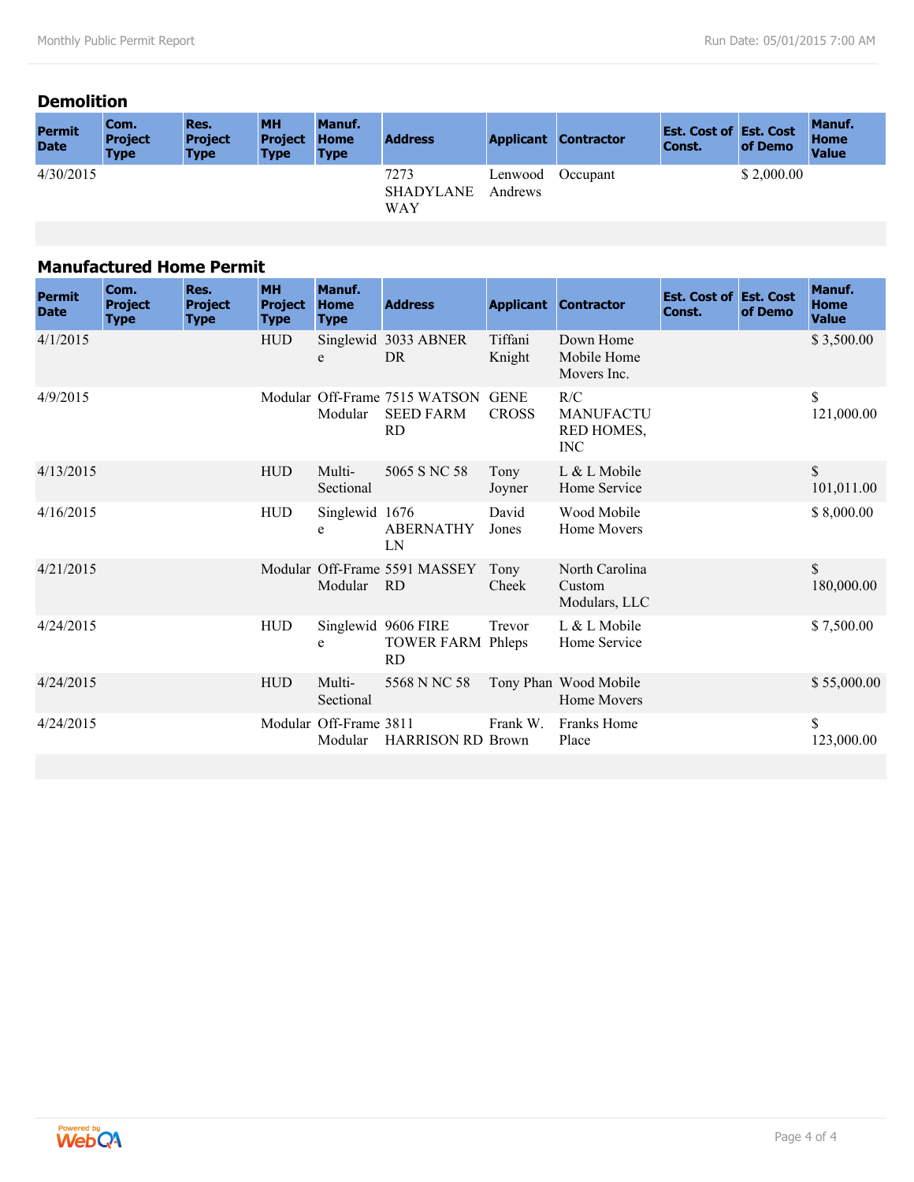## Demolition

| Permit Date | Com. Project Type | Res. Project Type | MH Project Type | Manuf. Home Type | Address | Applicant | Contractor | Est. Cost of Const. | Est. Cost of Demo | Manuf. Home Value |
|---|---|---|---|---|---|---|---|---|---|---|
| 4/30/2015 | | | | | 7273 SHADYLANE WAY | Lenwood Andrews | Occupant | | $ 2,000.00 | |

## Manufactured Home Permit

| Permit Date | Com. Project Type | Res. Project Type | MH Project Type | Manuf. Home Type | Address | Applicant | Contractor | Est. Cost of Const. | Est. Cost of Demo | Manuf. Home Value |
|---|---|---|---|---|---|---|---|---|---|---|
| 4/1/2015 | | | HUD | Singlewide | 3033 ABNER DR | Tiffani Knight | Down Home Mobile Home Movers Inc. | | | $ 3,500.00 |
| 4/9/2015 | | | Modular | Off-Frame Modular | 7515 WATSON SEED FARM RD | GENE CROSS | R/C MANUFACTURED HOMES, INC | | | $ 121,000.00 |
| 4/13/2015 | | | HUD | Multi-Sectional | 5065 S NC 58 | Tony Joyner | L & L Mobile Home Service | | | $ 101,011.00 |
| 4/16/2015 | | | HUD | Singlewide | 1676 ABERNATHY LN | David Jones | Wood Mobile Home Movers | | | $ 8,000.00 |
| 4/21/2015 | | | Modular | Off-Frame Modular | 5591 MASSEY RD | Tony Cheek | North Carolina Custom Modulars, LLC | | | $ 180,000.00 |
| 4/24/2015 | | | HUD | Singlewide | 9606 FIRE TOWER FARM RD | Trevor Phleps | L & L Mobile Home Service | | | $ 7,500.00 |
| 4/24/2015 | | | HUD | Multi-Sectional | 5568 N NC 58 | Tony Phan | Wood Mobile Home Movers | | | $ 55,000.00 |
| 4/24/2015 | | | Modular | Off-Frame Modular | 3811 HARRISON RD | Frank W. Brown | Franks Home Place | | | $ 123,000.00 |